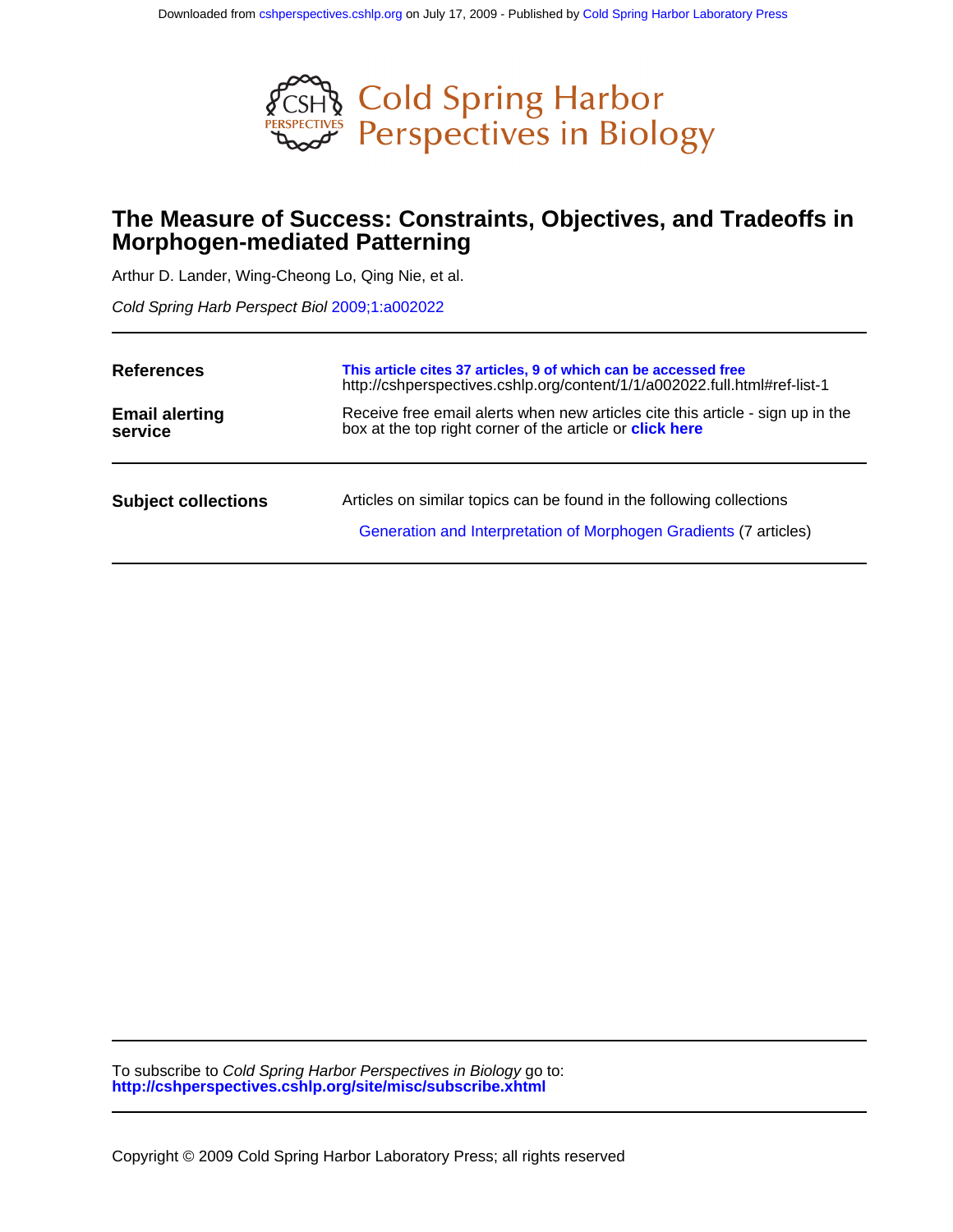Downloaded from cshperspectives.cshlp.org on July 17, 2009 - Published by Cold Spring Harbor Laboratory Press

# Cold Spring Harbor Perspectives in Biology

## The Measure of Success: Constraints, Objectives, and Tradeoffs in Morphogen-mediated Patterning

Arthur D. Lander, Wing-Cheong Lo, Qing Nie, et al.

*Cold Spring Harb Perspect Biol* 2009;1:a002022

| | |
|---|---|
| **References** | **This article cites 37 articles, 9 of which can be accessed free** http://cshperspectives.cshlp.org/content/1/1/a002022.full.html#ref-list-1 |
| **Email alerting service** | Receive free email alerts when new articles cite this article - sign up in the box at the top right corner of the article or **click here** |

| | |
|---|---|
| **Subject collections** | Articles on similar topics can be found in the following collections<br>Generation and Interpretation of Morphogen Gradients (7 articles) |

To subscribe to *Cold Spring Harbor Perspectives in Biology* go to:
**http://cshperspectives.cshlp.org/site/misc/subscribe.xhtml**

Copyright © 2009 Cold Spring Harbor Laboratory Press; all rights reserved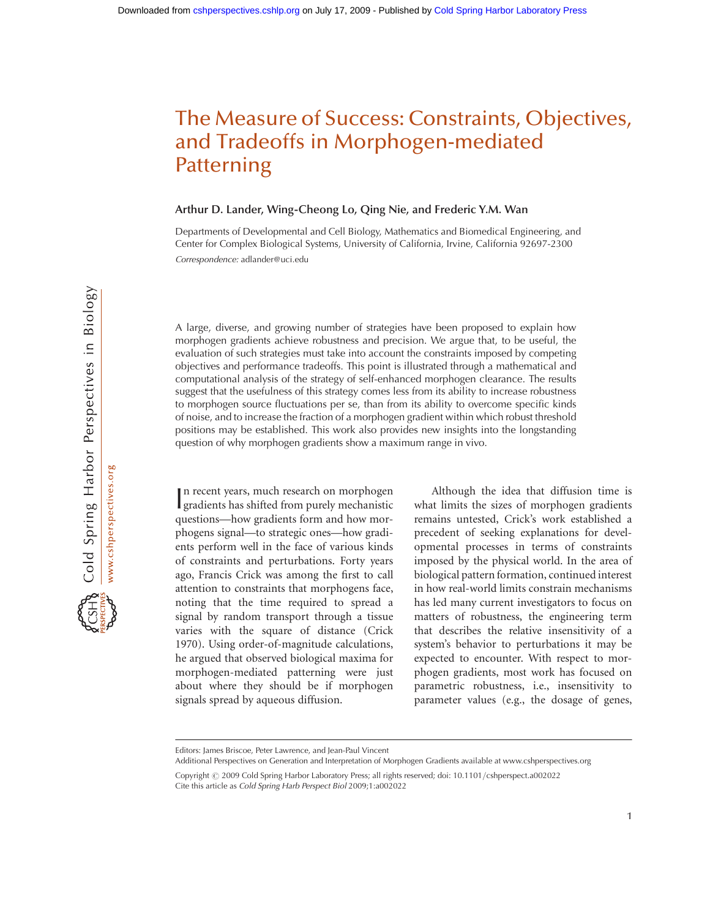# The Measure of Success: Constraints, Objectives, and Tradeoffs in Morphogen-mediated Patterning

**Arthur D. Lander, Wing-Cheong Lo, Qing Nie, and Frederic Y.M. Wan**

Departments of Developmental and Cell Biology, Mathematics and Biomedical Engineering, and Center for Complex Biological Systems, University of California, Irvine, California 92697-2300

*Correspondence:* adlander@uci.edu

A large, diverse, and growing number of strategies have been proposed to explain how morphogen gradients achieve robustness and precision. We argue that, to be useful, the evaluation of such strategies must take into account the constraints imposed by competing objectives and performance tradeoffs. This point is illustrated through a mathematical and computational analysis of the strategy of self-enhanced morphogen clearance. The results suggest that the usefulness of this strategy comes less from its ability to increase robustness to morphogen source fluctuations per se, than from its ability to overcome specific kinds of noise, and to increase the fraction of a morphogen gradient within which robust threshold positions may be established. This work also provides new insights into the longstanding question of why morphogen gradients show a maximum range in vivo.

In recent years, much research on morphogen gradients has shifted from purely mechanistic questions—how gradients form and how morphogens signal—to strategic ones—how gradients perform well in the face of various kinds of constraints and perturbations. Forty years ago, Francis Crick was among the first to call attention to constraints that morphogens face, noting that the time required to spread a signal by random transport through a tissue varies with the square of distance (Crick 1970). Using order-of-magnitude calculations, he argued that observed biological maxima for morphogen-mediated patterning were just about where they should be if morphogen signals spread by aqueous diffusion.

Although the idea that diffusion time is what limits the sizes of morphogen gradients remains untested, Crick's work established a precedent of seeking explanations for developmental processes in terms of constraints imposed by the physical world. In the area of biological pattern formation, continued interest in how real-world limits constrain mechanisms has led many current investigators to focus on matters of robustness, the engineering term that describes the relative insensitivity of a system's behavior to perturbations it may be expected to encounter. With respect to morphogen gradients, most work has focused on parametric robustness, i.e., insensitivity to parameter values (e.g., the dosage of genes,

Editors: James Briscoe, Peter Lawrence, and Jean-Paul Vincent

Additional Perspectives on Generation and Interpretation of Morphogen Gradients available at www.cshperspectives.org

Copyright © 2009 Cold Spring Harbor Laboratory Press; all rights reserved; doi: 10.1101/cshperspect.a002022

Cite this article as *Cold Spring Harb Perspect Biol* 2009;1:a002022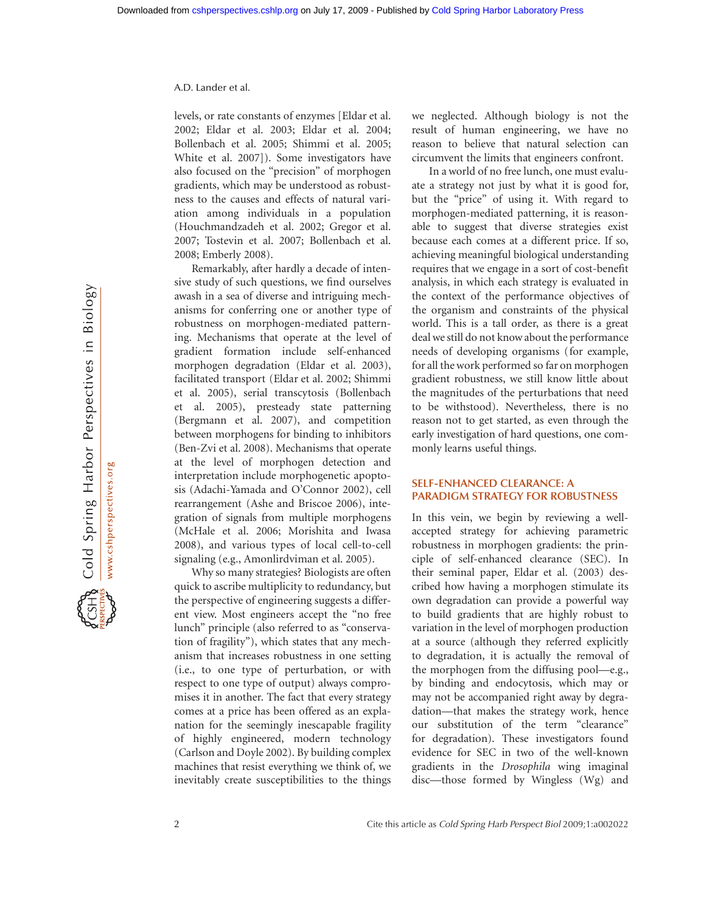levels, or rate constants of enzymes [Eldar et al. 2002; Eldar et al. 2003; Eldar et al. 2004; Bollenbach et al. 2005; Shimmi et al. 2005; White et al. 2007]). Some investigators have also focused on the "precision" of morphogen gradients, which may be understood as robustness to the causes and effects of natural variation among individuals in a population (Houchmandzadeh et al. 2002; Gregor et al. 2007; Tostevin et al. 2007; Bollenbach et al. 2008; Emberly 2008).

Remarkably, after hardly a decade of intensive study of such questions, we find ourselves awash in a sea of diverse and intriguing mechanisms for conferring one or another type of robustness on morphogen-mediated patterning. Mechanisms that operate at the level of gradient formation include self-enhanced morphogen degradation (Eldar et al. 2003), facilitated transport (Eldar et al. 2002; Shimmi et al. 2005), serial transcytosis (Bollenbach et al. 2005), presteady state patterning (Bergmann et al. 2007), and competition between morphogens for binding to inhibitors (Ben-Zvi et al. 2008). Mechanisms that operate at the level of morphogen detection and interpretation include morphogenetic apoptosis (Adachi-Yamada and O'Connor 2002), cell rearrangement (Ashe and Briscoe 2006), integration of signals from multiple morphogens (McHale et al. 2006; Morishita and Iwasa 2008), and various types of local cell-to-cell signaling (e.g., Amonlirdviman et al. 2005).

Why so many strategies? Biologists are often quick to ascribe multiplicity to redundancy, but the perspective of engineering suggests a different view. Most engineers accept the "no free lunch" principle (also referred to as "conservation of fragility"), which states that any mechanism that increases robustness in one setting (i.e., to one type of perturbation, or with respect to one type of output) always compromises it in another. The fact that every strategy comes at a price has been offered as an explanation for the seemingly inescapable fragility of highly engineered, modern technology (Carlson and Doyle 2002). By building complex machines that resist everything we think of, we inevitably create susceptibilities to the things we neglected. Although biology is not the result of human engineering, we have no reason to believe that natural selection can circumvent the limits that engineers confront.

In a world of no free lunch, one must evaluate a strategy not just by what it is good for, but the "price" of using it. With regard to morphogen-mediated patterning, it is reasonable to suggest that diverse strategies exist because each comes at a different price. If so, achieving meaningful biological understanding requires that we engage in a sort of cost-benefit analysis, in which each strategy is evaluated in the context of the performance objectives of the organism and constraints of the physical world. This is a tall order, as there is a great deal we still do not know about the performance needs of developing organisms (for example, for all the work performed so far on morphogen gradient robustness, we still know little about the magnitudes of the perturbations that need to be withstood). Nevertheless, there is no reason not to get started, as even through the early investigation of hard questions, one commonly learns useful things.

## SELF-ENHANCED CLEARANCE: A PARADIGM STRATEGY FOR ROBUSTNESS

In this vein, we begin by reviewing a well-accepted strategy for achieving parametric robustness in morphogen gradients: the principle of self-enhanced clearance (SEC). In their seminal paper, Eldar et al. (2003) described how having a morphogen stimulate its own degradation can provide a powerful way to build gradients that are highly robust to variation in the level of morphogen production at a source (although they referred explicitly to degradation, it is actually the removal of the morphogen from the diffusing pool—e.g., by binding and endocytosis, which may or may not be accompanied right away by degradation—that makes the strategy work, hence our substitution of the term "clearance" for degradation). These investigators found evidence for SEC in two of the well-known gradients in the *Drosophila* wing imaginal disc—those formed by Wingless (Wg) and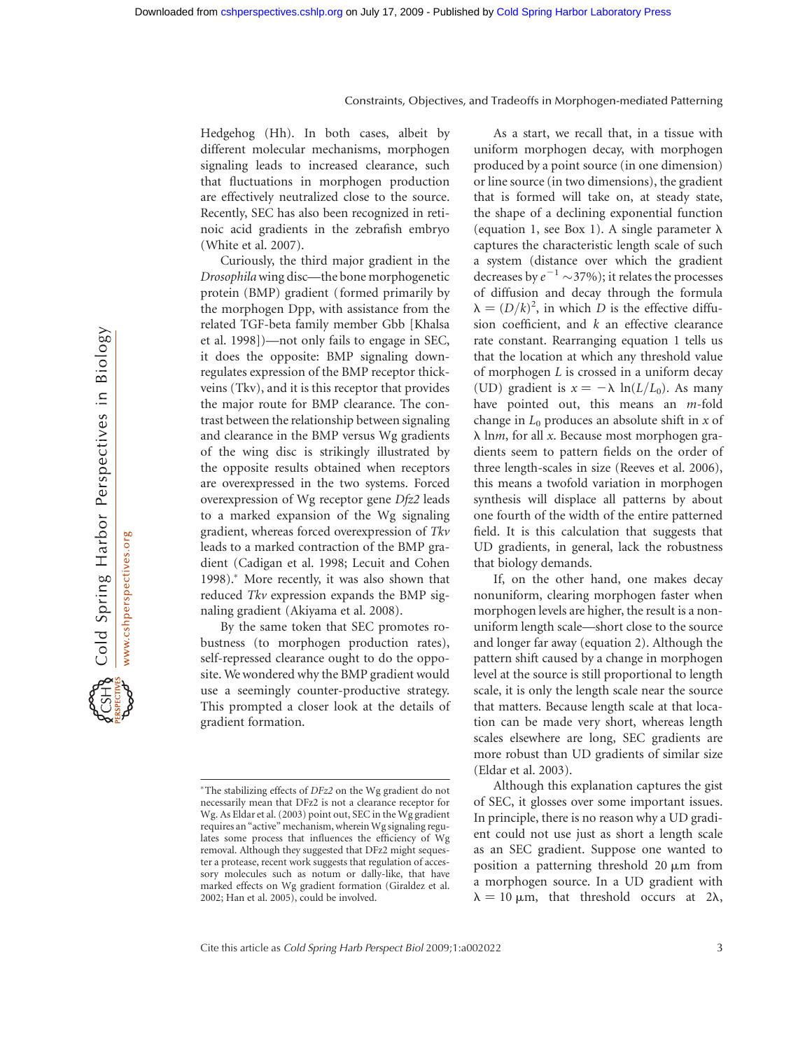Hedgehog (Hh). In both cases, albeit by different molecular mechanisms, morphogen signaling leads to increased clearance, such that fluctuations in morphogen production are effectively neutralized close to the source. Recently, SEC has also been recognized in retinoic acid gradients in the zebrafish embryo (White et al. 2007).

Curiously, the third major gradient in the *Drosophila* wing disc—the bone morphogenetic protein (BMP) gradient (formed primarily by the morphogen Dpp, with assistance from the related TGF-beta family member Gbb [Khalsa et al. 1998])—not only fails to engage in SEC, it does the opposite: BMP signaling downregulates expression of the BMP receptor thickveins (Tkv), and it is this receptor that provides the major route for BMP clearance. The contrast between the relationship between signaling and clearance in the BMP versus Wg gradients of the wing disc is strikingly illustrated by the opposite results obtained when receptors are overexpressed in the two systems. Forced overexpression of Wg receptor gene *Dfz2* leads to a marked expansion of the Wg signaling gradient, whereas forced overexpression of *Tkv* leads to a marked contraction of the BMP gradient (Cadigan et al. 1998; Lecuit and Cohen 1998).* More recently, it was also shown that reduced *Tkv* expression expands the BMP signaling gradient (Akiyama et al. 2008).

By the same token that SEC promotes robustness (to morphogen production rates), self-repressed clearance ought to do the opposite. We wondered why the BMP gradient would use a seemingly counter-productive strategy. This prompted a closer look at the details of gradient formation.

As a start, we recall that, in a tissue with uniform morphogen decay, with morphogen produced by a point source (in one dimension) or line source (in two dimensions), the gradient that is formed will take on, at steady state, the shape of a declining exponential function (equation 1, see Box 1). A single parameter $\lambda$ captures the characteristic length scale of such a system (distance over which the gradient decreases by $e^{-1} \sim 37\%$); it relates the processes of diffusion and decay through the formula $\lambda = (D/k)^2$, in which $D$ is the effective diffusion coefficient, and $k$ an effective clearance rate constant. Rearranging equation 1 tells us that the location at which any threshold value of morphogen $L$ is crossed in a uniform decay (UD) gradient is $x = -\lambda \ln(L/L_0)$. As many have pointed out, this means an $m$-fold change in $L_0$ produces an absolute shift in $x$ of $\lambda \ln m$, for all $x$. Because most morphogen gradients seem to pattern fields on the order of three length-scales in size (Reeves et al. 2006), this means a twofold variation in morphogen synthesis will displace all patterns by about one fourth of the width of the entire patterned field. It is this calculation that suggests that UD gradients, in general, lack the robustness that biology demands.

If, on the other hand, one makes decay nonuniform, clearing morphogen faster when morphogen levels are higher, the result is a nonuniform length scale—short close to the source and longer far away (equation 2). Although the pattern shift caused by a change in morphogen level at the source is still proportional to length scale, it is only the length scale near the source that matters. Because length scale at that location can be made very short, whereas length scales elsewhere are long, SEC gradients are more robust than UD gradients of similar size (Eldar et al. 2003).

Although this explanation captures the gist of SEC, it glosses over some important issues. In principle, there is no reason why a UD gradient could not use just as short a length scale as an SEC gradient. Suppose one wanted to position a patterning threshold 20 μm from a morphogen source. In a UD gradient with $\lambda = 10$ μm, that threshold occurs at $2\lambda$,

*The stabilizing effects of *DFz2* on the Wg gradient do not necessarily mean that DFz2 is not a clearance receptor for Wg. As Eldar et al. (2003) point out, SEC in the Wg gradient requires an "active" mechanism, wherein Wg signaling regulates some process that influences the efficiency of Wg removal. Although they suggested that DFz2 might sequester a protease, recent work suggests that regulation of accessory molecules such as notum or dally-like, that have marked effects on Wg gradient formation (Giraldez et al. 2002; Han et al. 2005), could be involved.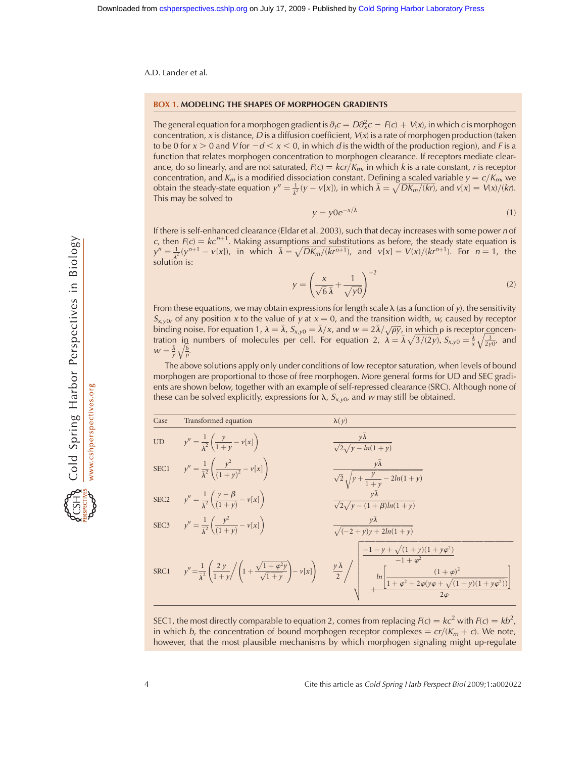## BOX 1. MODELING THE SHAPES OF MORPHOGEN GRADIENTS

The general equation for a morphogen gradient is $\partial_t c = D\partial_x^2 c - F(c) + V(x)$, in which $c$ is morphogen concentration, $x$ is distance, $D$ is a diffusion coefficient, $V(x)$ is a rate of morphogen production (taken to be 0 for $x > 0$ and $V$ for $-d < x < 0$, in which $d$ is the width of the production region), and $F$ is a function that relates morphogen concentration to morphogen clearance. If receptors mediate clearance, do so linearly, and are not saturated, $F(c) = kcr/K_m$, in which $k$ is a rate constant, $r$ is receptor concentration, and $K_m$ is a modified dissociation constant. Defining a scaled variable $y = c/K_m$, we obtain the steady-state equation $y'' = \frac{1}{\bar{\lambda}^2}(y - v[x])$, in which $\bar{\lambda} = \sqrt{DK_m/(kr)}$, and $v[x] = V(x)/(kr)$. This may be solved to

$$y = y0e^{-x/\bar{\lambda}} \tag{1}$$

If there is self-enhanced clearance (Eldar et al. 2003), such that decay increases with some power $n$ of $c$, then $F(c) = kc^{n+1}$. Making assumptions and substitutions as before, the steady state equation is $y'' = \frac{1}{\bar{\lambda}^2}(y^{n+1} - v[x])$, in which $\bar{\lambda} = \sqrt{DK_m/(kr^{n+1})}$, and $v[x] = V(x)/(kr^{n+1})$. For $n = 1$, the solution is:

$$y = \left(\frac{x}{\sqrt{6}\,\bar{\lambda}} + \frac{1}{\sqrt{y0}}\right)^{-2} \tag{2}$$

From these equations, we may obtain expressions for length scale $\lambda$ (as a function of $y$), the sensitivity $S_{x,y0}$, of any position $x$ to the value of $y$ at $x = 0$, and the transition width, $w$, caused by receptor binding noise. For equation 1, $\lambda = \bar{\lambda}$, $S_{x,y0} = \bar{\lambda}/x$, and $w = 2\bar{\lambda}/\sqrt{\rho y}$, in which $\rho$ is receptor concentration in numbers of molecules per cell. For equation 2, $\lambda = \bar{\lambda}\sqrt{3/(2y)}$, $S_{x,y0} = \frac{\bar{\lambda}}{x}\sqrt{\frac{3}{2y0}}$, and $w = \frac{\lambda}{y}\sqrt{\frac{6}{\rho}}$.

The above solutions apply only under conditions of low receptor saturation, when levels of bound morphogen are proportional to those of free morphogen. More general forms for UD and SEC gradients are shown below, together with an example of self-repressed clearance (SRC). Although none of these can be solved explicitly, expressions for $\lambda$, $S_{x,y0}$, and $w$ may still be obtained.

| Case | Transformed equation | $\lambda(y)$ |
|---|---|---|
| UD | $y'' = \frac{1}{\bar{\lambda}^2}\left(\frac{y}{1+y} - v[x]\right)$ | $\frac{y\bar{\lambda}}{\sqrt{2}\sqrt{y - ln(1+y)}}$ |
| SEC1 | $y'' = \frac{1}{\bar{\lambda}^2}\left(\frac{y^2}{(1+y)^2} - v[x]\right)$ | $\frac{y\bar{\lambda}}{\sqrt{2}\sqrt{y + \frac{y}{1+y} - 2ln(1+y)}}$ |
| SEC2 | $y'' = \frac{1}{\bar{\lambda}^2}\left(\frac{y-\beta}{(1+y)} - v[x]\right)$ | $\frac{y\bar{\lambda}}{\sqrt{2}\sqrt{y - (1+\beta)ln(1+y)}}$ |
| SEC3 | $y'' = \frac{1}{\bar{\lambda}^2}\left(\frac{y^2}{(1+y)} - v[x]\right)$ | $\frac{y\bar{\lambda}}{\sqrt{(-2+y)y + 2ln(1+y)}}$ |
| SRC1 | $y'' = \frac{1}{\bar{\lambda}^2}\left(\frac{2y}{1+y}\Big/\left(1 + \frac{\sqrt{1+\varphi^2 y}}{\sqrt{1+y}}\right) - v[x]\right)$ | $\frac{y\bar{\lambda}}{2}\Bigg/\sqrt{\frac{-1-y+\sqrt{(1+y)(1+y\varphi^2)}}{-1+\varphi^2} + \frac{ln\left[\frac{(1+\varphi)^2}{1+\varphi^2+2\varphi(y\varphi+\sqrt{(1+y)(1+y\varphi^2)})}\right]}{2\varphi}}$ |

SEC1, the most directly comparable to equation 2, comes from replacing $F(c) = kc^2$ with $F(c) = kb^2$, in which $b$, the concentration of bound morphogen receptor complexes $= cr/(K_m + c)$. We note, however, that the most plausible mechanisms by which morphogen signaling might up-regulate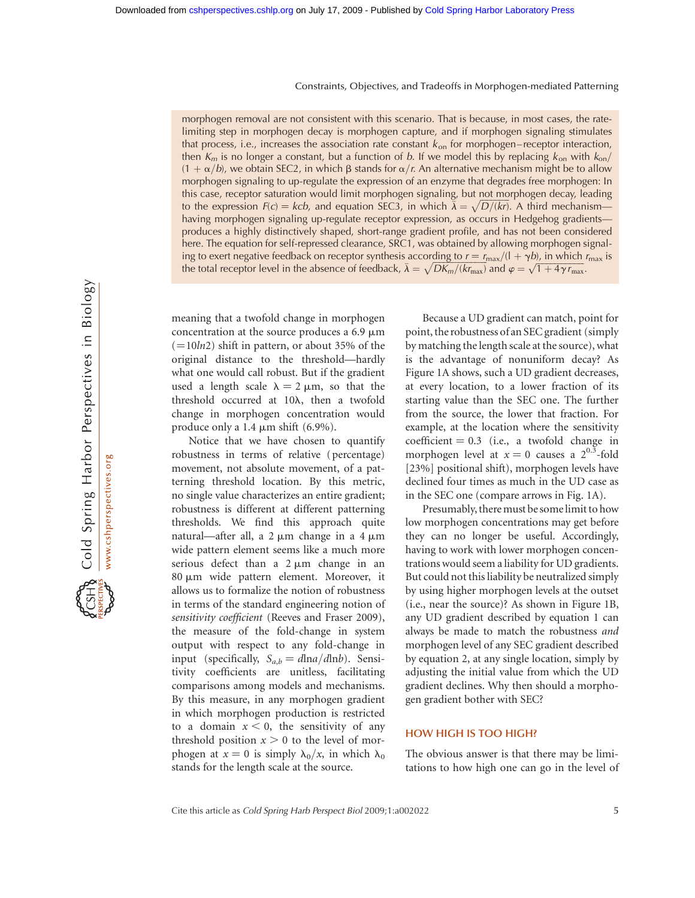morphogen removal are not consistent with this scenario. That is because, in most cases, the rate-limiting step in morphogen decay is morphogen capture, and if morphogen signaling stimulates that process, i.e., increases the association rate constant $k_{on}$ for morphogen–receptor interaction, then $K_m$ is no longer a constant, but a function of $b$. If we model this by replacing $k_{on}$ with $k_{on}/(1 + \alpha/b)$, we obtain SEC2, in which $\beta$ stands for $\alpha/r$. An alternative mechanism might be to allow morphogen signaling to up-regulate the expression of an enzyme that degrades free morphogen: In this case, receptor saturation would limit morphogen signaling, but not morphogen decay, leading to the expression $F(c) = kcb$, and equation SEC3, in which $\bar{\lambda} = \sqrt{D/(kr)}$. A third mechanism—having morphogen signaling up-regulate receptor expression, as occurs in Hedgehog gradients—produces a highly distinctively shaped, short-range gradient profile, and has not been considered here. The equation for self-repressed clearance, SRC1, was obtained by allowing morphogen signaling to exert negative feedback on receptor synthesis according to $r = r_{max}/(1 + \gamma b)$, in which $r_{max}$ is the total receptor level in the absence of feedback, $\bar{\lambda} = \sqrt{DK_m/(kr_{max})}$ and $\varphi = \sqrt{1 + 4\gamma r_{max}}$.

meaning that a twofold change in morphogen concentration at the source produces a 6.9 µm (=10*ln*2) shift in pattern, or about 35% of the original distance to the threshold—hardly what one would call robust. But if the gradient used a length scale $\lambda = 2$ µm, so that the threshold occurred at $10\lambda$, then a twofold change in morphogen concentration would produce only a 1.4 µm shift (6.9%).

Notice that we have chosen to quantify robustness in terms of relative (percentage) movement, not absolute movement, of a patterning threshold location. By this metric, no single value characterizes an entire gradient; robustness is different at different patterning thresholds. We find this approach quite natural—after all, a 2 µm change in a 4 µm wide pattern element seems like a much more serious defect than a 2 µm change in an 80 µm wide pattern element. Moreover, it allows us to formalize the notion of robustness in terms of the standard engineering notion of *sensitivity coefficient* (Reeves and Fraser 2009), the measure of the fold-change in system output with respect to any fold-change in input (specifically, $S_{a,b} = d\ln a/d\ln b$). Sensitivity coefficients are unitless, facilitating comparisons among models and mechanisms. By this measure, in any morphogen gradient in which morphogen production is restricted to a domain $x < 0$, the sensitivity of any threshold position $x > 0$ to the level of morphogen at $x = 0$ is simply $\lambda_0/x$, in which $\lambda_0$ stands for the length scale at the source.

Because a UD gradient can match, point for point, the robustness of an SEC gradient (simply by matching the length scale at the source), what is the advantage of nonuniform decay? As Figure 1A shows, such a UD gradient decreases, at every location, to a lower fraction of its starting value than the SEC one. The further from the source, the lower that fraction. For example, at the location where the sensitivity coefficient = 0.3 (i.e., a twofold change in morphogen level at $x = 0$ causes a $2^{0.3}$-fold [23%] positional shift), morphogen levels have declined four times as much in the UD case as in the SEC one (compare arrows in Fig. 1A).

Presumably, there must be some limit to how low morphogen concentrations may get before they can no longer be useful. Accordingly, having to work with lower morphogen concentrations would seem a liability for UD gradients. But could not this liability be neutralized simply by using higher morphogen levels at the outset (i.e., near the source)? As shown in Figure 1B, any UD gradient described by equation 1 can always be made to match the robustness *and* morphogen level of any SEC gradient described by equation 2, at any single location, simply by adjusting the initial value from which the UD gradient declines. Why then should a morphogen gradient bother with SEC?

## HOW HIGH IS TOO HIGH?

The obvious answer is that there may be limitations to how high one can go in the level of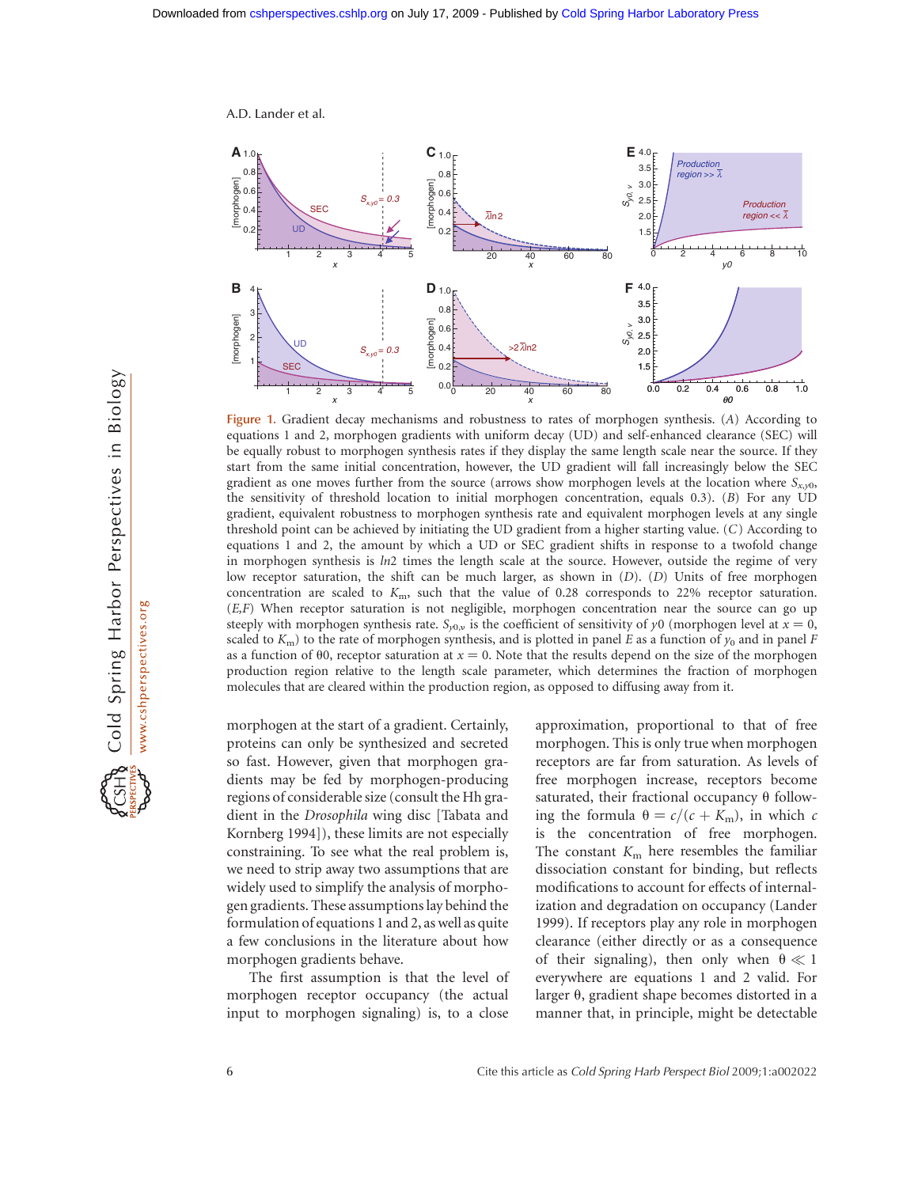**Figure 1.** Gradient decay mechanisms and robustness to rates of morphogen synthesis. (*A*) According to equations 1 and 2, morphogen gradients with uniform decay (UD) and self-enhanced clearance (SEC) will be equally robust to morphogen synthesis rates if they display the same length scale near the source. If they start from the same initial concentration, however, the UD gradient will fall increasingly below the SEC gradient as one moves further from the source (arrows show morphogen levels at the location where $S_{x,y0}$, the sensitivity of threshold location to initial morphogen concentration, equals 0.3). (*B*) For any UD gradient, equivalent robustness to morphogen synthesis rate and equivalent morphogen levels at any single threshold point can be achieved by initiating the UD gradient from a higher starting value. (*C*) According to equations 1 and 2, the amount by which a UD or SEC gradient shifts in response to a twofold change in morphogen synthesis is *ln*2 times the length scale at the source. However, outside the regime of very low receptor saturation, the shift can be much larger, as shown in (*D*). (*D*) Units of free morphogen concentration are scaled to $K_m$, such that the value of 0.28 corresponds to 22% receptor saturation. (*E,F*) When receptor saturation is not negligible, morphogen concentration near the source can go up steeply with morphogen synthesis rate. $S_{y0,v}$ is the coefficient of sensitivity of $y0$ (morphogen level at $x = 0$, scaled to $K_m$) to the rate of morphogen synthesis, and is plotted in panel *E* as a function of $y_0$ and in panel *F* as a function of $\theta 0$, receptor saturation at $x = 0$. Note that the results depend on the size of the morphogen production region relative to the length scale parameter, which determines the fraction of morphogen molecules that are cleared within the production region, as opposed to diffusing away from it.

morphogen at the start of a gradient. Certainly, proteins can only be synthesized and secreted so fast. However, given that morphogen gradients may be fed by morphogen-producing regions of considerable size (consult the Hh gradient in the *Drosophila* wing disc [Tabata and Kornberg 1994]), these limits are not especially constraining. To see what the real problem is, we need to strip away two assumptions that are widely used to simplify the analysis of morphogen gradients. These assumptions lay behind the formulation of equations 1 and 2, as well as quite a few conclusions in the literature about how morphogen gradients behave.

The first assumption is that the level of morphogen receptor occupancy (the actual input to morphogen signaling) is, to a close approximation, proportional to that of free morphogen. This is only true when morphogen receptors are far from saturation. As levels of free morphogen increase, receptors become saturated, their fractional occupancy $\theta$ following the formula $\theta = c/(c + K_m)$, in which $c$ is the concentration of free morphogen. The constant $K_m$ here resembles the familiar dissociation constant for binding, but reflects modifications to account for effects of internalization and degradation on occupancy (Lander 1999). If receptors play any role in morphogen clearance (either directly or as a consequence of their signaling), then only when $\theta \ll 1$ everywhere are equations 1 and 2 valid. For larger $\theta$, gradient shape becomes distorted in a manner that, in principle, might be detectable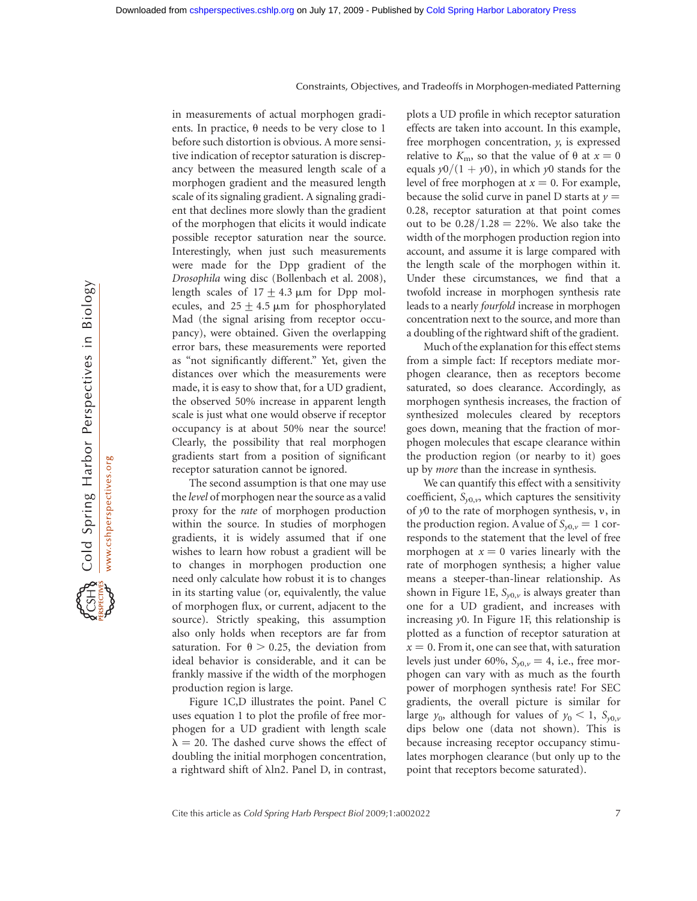in measurements of actual morphogen gradients. In practice, $\theta$ needs to be very close to 1 before such distortion is obvious. A more sensitive indication of receptor saturation is discrepancy between the measured length scale of a morphogen gradient and the measured length scale of its signaling gradient. A signaling gradient that declines more slowly than the gradient of the morphogen that elicits it would indicate possible receptor saturation near the source. Interestingly, when just such measurements were made for the Dpp gradient of the *Drosophila* wing disc (Bollenbach et al. 2008), length scales of $17 \pm 4.3$ µm for Dpp molecules, and $25 \pm 4.5$ µm for phosphorylated Mad (the signal arising from receptor occupancy), were obtained. Given the overlapping error bars, these measurements were reported as "not significantly different." Yet, given the distances over which the measurements were made, it is easy to show that, for a UD gradient, the observed 50% increase in apparent length scale is just what one would observe if receptor occupancy is at about 50% near the source! Clearly, the possibility that real morphogen gradients start from a position of significant receptor saturation cannot be ignored.

The second assumption is that one may use the *level* of morphogen near the source as a valid proxy for the *rate* of morphogen production within the source. In studies of morphogen gradients, it is widely assumed that if one wishes to learn how robust a gradient will be to changes in morphogen production one need only calculate how robust it is to changes in its starting value (or, equivalently, the value of morphogen flux, or current, adjacent to the source). Strictly speaking, this assumption also only holds when receptors are far from saturation. For $\theta > 0.25$, the deviation from ideal behavior is considerable, and it can be frankly massive if the width of the morphogen production region is large.

Figure 1C,D illustrates the point. Panel C uses equation 1 to plot the profile of free morphogen for a UD gradient with length scale $\lambda = 20$. The dashed curve shows the effect of doubling the initial morphogen concentration, a rightward shift of $\lambda \ln 2$. Panel D, in contrast, plots a UD profile in which receptor saturation effects are taken into account. In this example, free morphogen concentration, $y$, is expressed relative to $K_m$, so that the value of $\theta$ at $x = 0$ equals $y0/(1 + y0)$, in which $y0$ stands for the level of free morphogen at $x = 0$. For example, because the solid curve in panel D starts at $y = 0.28$, receptor saturation at that point comes out to be $0.28/1.28 = 22\%$. We also take the width of the morphogen production region into account, and assume it is large compared with the length scale of the morphogen within it. Under these circumstances, we find that a twofold increase in morphogen synthesis rate leads to a nearly *fourfold* increase in morphogen concentration next to the source, and more than a doubling of the rightward shift of the gradient.

Much of the explanation for this effect stems from a simple fact: If receptors mediate morphogen clearance, then as receptors become saturated, so does clearance. Accordingly, as morphogen synthesis increases, the fraction of synthesized molecules cleared by receptors goes down, meaning that the fraction of morphogen molecules that escape clearance within the production region (or nearby to it) goes up by *more* than the increase in synthesis.

We can quantify this effect with a sensitivity coefficient, $S_{y0,\nu}$, which captures the sensitivity of $y0$ to the rate of morphogen synthesis, $\nu$, in the production region. A value of $S_{y0,\nu} = 1$ corresponds to the statement that the level of free morphogen at $x = 0$ varies linearly with the rate of morphogen synthesis; a higher value means a steeper-than-linear relationship. As shown in Figure 1E, $S_{y0,\nu}$ is always greater than one for a UD gradient, and increases with increasing $y0$. In Figure 1F, this relationship is plotted as a function of receptor saturation at $x = 0$. From it, one can see that, with saturation levels just under 60%, $S_{y0,\nu} = 4$, i.e., free morphogen can vary with as much as the fourth power of morphogen synthesis rate! For SEC gradients, the overall picture is similar for large $y_0$, although for values of $y_0 < 1$, $S_{y0,\nu}$ dips below one (data not shown). This is because increasing receptor occupancy stimulates morphogen clearance (but only up to the point that receptors become saturated).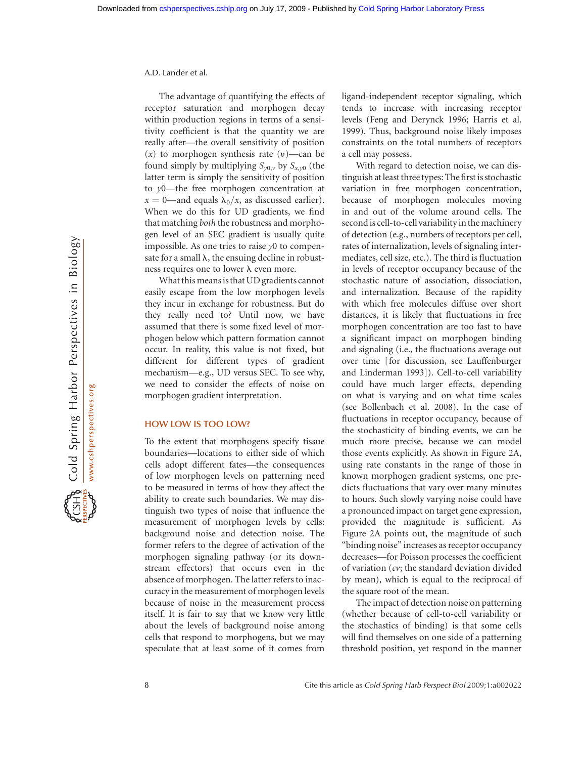The advantage of quantifying the effects of receptor saturation and morphogen decay within production regions in terms of a sensitivity coefficient is that the quantity we are really after—the overall sensitivity of position ($x$) to morphogen synthesis rate ($v$)—can be found simply by multiplying $S_{y0,v}$ by $S_{x,y0}$ (the latter term is simply the sensitivity of position to $y0$—the free morphogen concentration at $x = 0$—and equals $\lambda_0/x$, as discussed earlier). When we do this for UD gradients, we find that matching *both* the robustness and morphogen level of an SEC gradient is usually quite impossible. As one tries to raise $y0$ to compensate for a small $\lambda$, the ensuing decline in robustness requires one to lower $\lambda$ even more.

What this means is that UD gradients cannot easily escape from the low morphogen levels they incur in exchange for robustness. But do they really need to? Until now, we have assumed that there is some fixed level of morphogen below which pattern formation cannot occur. In reality, this value is not fixed, but different for different types of gradient mechanism—e.g., UD versus SEC. To see why, we need to consider the effects of noise on morphogen gradient interpretation.

## HOW LOW IS TOO LOW?

To the extent that morphogens specify tissue boundaries—locations to either side of which cells adopt different fates—the consequences of low morphogen levels on patterning need to be measured in terms of how they affect the ability to create such boundaries. We may distinguish two types of noise that influence the measurement of morphogen levels by cells: background noise and detection noise. The former refers to the degree of activation of the morphogen signaling pathway (or its downstream effectors) that occurs even in the absence of morphogen. The latter refers to inaccuracy in the measurement of morphogen levels because of noise in the measurement process itself. It is fair to say that we know very little about the levels of background noise among cells that respond to morphogens, but we may speculate that at least some of it comes from ligand-independent receptor signaling, which tends to increase with increasing receptor levels (Feng and Derynck 1996; Harris et al. 1999). Thus, background noise likely imposes constraints on the total numbers of receptors a cell may possess.

With regard to detection noise, we can distinguish at least three types: The first is stochastic variation in free morphogen concentration, because of morphogen molecules moving in and out of the volume around cells. The second is cell-to-cell variability in the machinery of detection (e.g., numbers of receptors per cell, rates of internalization, levels of signaling intermediates, cell size, etc.). The third is fluctuation in levels of receptor occupancy because of the stochastic nature of association, dissociation, and internalization. Because of the rapidity with which free molecules diffuse over short distances, it is likely that fluctuations in free morphogen concentration are too fast to have a significant impact on morphogen binding and signaling (i.e., the fluctuations average out over time [for discussion, see Lauffenburger and Linderman 1993]). Cell-to-cell variability could have much larger effects, depending on what is varying and on what time scales (see Bollenbach et al. 2008). In the case of fluctuations in receptor occupancy, because of the stochasticity of binding events, we can be much more precise, because we can model those events explicitly. As shown in Figure 2A, using rate constants in the range of those in known morphogen gradient systems, one predicts fluctuations that vary over many minutes to hours. Such slowly varying noise could have a pronounced impact on target gene expression, provided the magnitude is sufficient. As Figure 2A points out, the magnitude of such "binding noise" increases as receptor occupancy decreases—for Poisson processes the coefficient of variation ($cv$; the standard deviation divided by mean), which is equal to the reciprocal of the square root of the mean.

The impact of detection noise on patterning (whether because of cell-to-cell variability or the stochastics of binding) is that some cells will find themselves on one side of a patterning threshold position, yet respond in the manner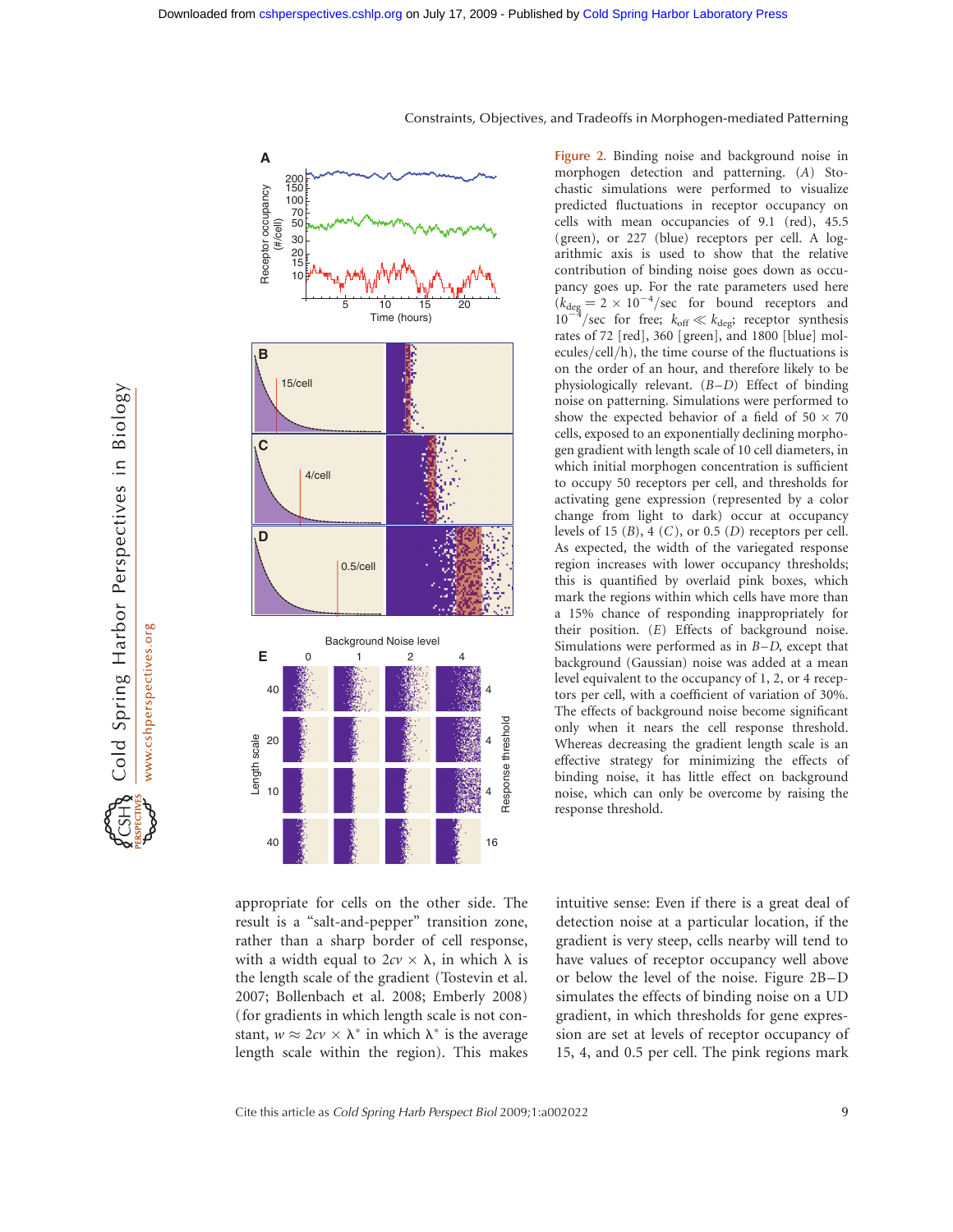Figure 2. Binding noise and background noise in morphogen detection and patterning. (A) Stochastic simulations were performed to visualize predicted fluctuations in receptor occupancy on cells with mean occupancies of 9.1 (red), 45.5 (green), or 227 (blue) receptors per cell. A logarithmic axis is used to show that the relative contribution of binding noise goes down as occupancy goes up. For the rate parameters used here ($k_{deg} = 2 \times 10^{-4}$/sec for bound receptors and $10^{-4}$/sec for free; $k_{off} \ll k_{deg}$; receptor synthesis rates of 72 [red], 360 [green], and 1800 [blue] molecules/cell/h), the time course of the fluctuations is on the order of an hour, and therefore likely to be physiologically relevant. (B–D) Effect of binding noise on patterning. Simulations were performed to show the expected behavior of a field of $50 \times 70$ cells, exposed to an exponentially declining morphogen gradient with length scale of 10 cell diameters, in which initial morphogen concentration is sufficient to occupy 50 receptors per cell, and thresholds for activating gene expression (represented by a color change from light to dark) occur at occupancy levels of 15 (B), 4 (C), or 0.5 (D) receptors per cell. As expected, the width of the variegated response region increases with lower occupancy thresholds; this is quantified by overlaid pink boxes, which mark the regions within which cells have more than a 15% chance of responding inappropriately for their position. (E) Effects of background noise. Simulations were performed as in B–D, except that background (Gaussian) noise was added at a mean level equivalent to the occupancy of 1, 2, or 4 receptors per cell, with a coefficient of variation of 30%. The effects of background noise become significant only when it nears the cell response threshold. Whereas decreasing the gradient length scale is an effective strategy for minimizing the effects of binding noise, it has little effect on background noise, which can only be overcome by raising the response threshold.

appropriate for cells on the other side. The result is a "salt-and-pepper" transition zone, rather than a sharp border of cell response, with a width equal to $2cv \times \lambda$, in which $\lambda$ is the length scale of the gradient (Tostevin et al. 2007; Bollenbach et al. 2008; Emberly 2008) (for gradients in which length scale is not constant, $w \approx 2cv \times \lambda^*$ in which $\lambda^*$ is the average length scale within the region). This makes intuitive sense: Even if there is a great deal of detection noise at a particular location, if the gradient is very steep, cells nearby will tend to have values of receptor occupancy well above or below the level of the noise. Figure 2B–D simulates the effects of binding noise on a UD gradient, in which thresholds for gene expression are set at levels of receptor occupancy of 15, 4, and 0.5 per cell. The pink regions mark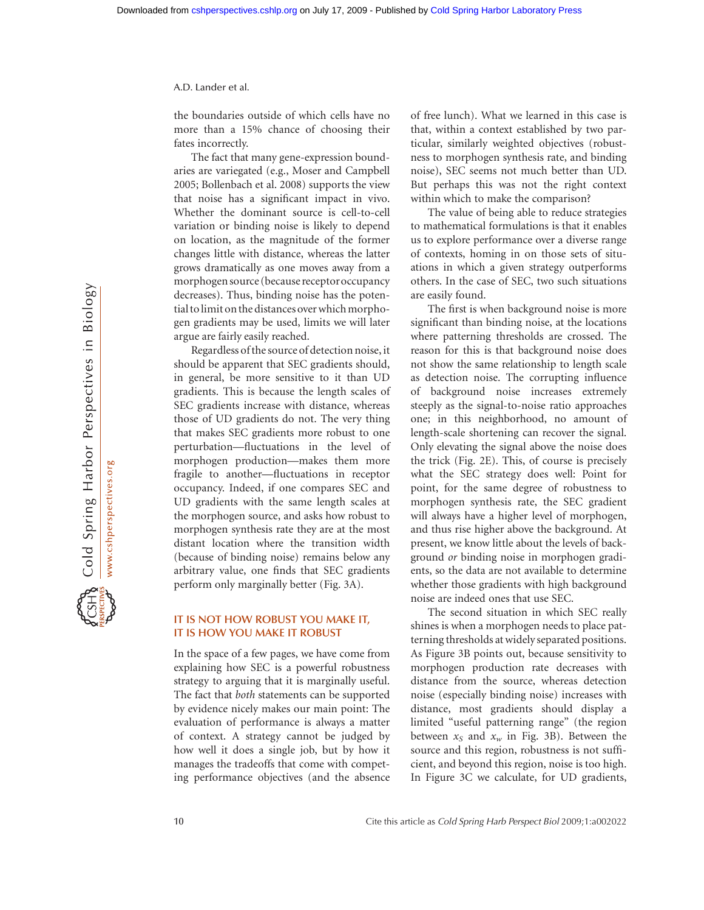the boundaries outside of which cells have no more than a 15% chance of choosing their fates incorrectly.

The fact that many gene-expression boundaries are variegated (e.g., Moser and Campbell 2005; Bollenbach et al. 2008) supports the view that noise has a significant impact in vivo. Whether the dominant source is cell-to-cell variation or binding noise is likely to depend on location, as the magnitude of the former changes little with distance, whereas the latter grows dramatically as one moves away from a morphogen source (because receptor occupancy decreases). Thus, binding noise has the potential to limit on the distances over which morphogen gradients may be used, limits we will later argue are fairly easily reached.

Regardless of the source of detection noise, it should be apparent that SEC gradients should, in general, be more sensitive to it than UD gradients. This is because the length scales of SEC gradients increase with distance, whereas those of UD gradients do not. The very thing that makes SEC gradients more robust to one perturbation—fluctuations in the level of morphogen production—makes them more fragile to another—fluctuations in receptor occupancy. Indeed, if one compares SEC and UD gradients with the same length scales at the morphogen source, and asks how robust to morphogen synthesis rate they are at the most distant location where the transition width (because of binding noise) remains below any arbitrary value, one finds that SEC gradients perform only marginally better (Fig. 3A).

## IT IS NOT HOW ROBUST YOU MAKE IT, IT IS HOW YOU MAKE IT ROBUST

In the space of a few pages, we have come from explaining how SEC is a powerful robustness strategy to arguing that it is marginally useful. The fact that *both* statements can be supported by evidence nicely makes our main point: The evaluation of performance is always a matter of context. A strategy cannot be judged by how well it does a single job, but by how it manages the tradeoffs that come with competing performance objectives (and the absence of free lunch). What we learned in this case is that, within a context established by two particular, similarly weighted objectives (robustness to morphogen synthesis rate, and binding noise), SEC seems not much better than UD. But perhaps this was not the right context within which to make the comparison?

The value of being able to reduce strategies to mathematical formulations is that it enables us to explore performance over a diverse range of contexts, homing in on those sets of situations in which a given strategy outperforms others. In the case of SEC, two such situations are easily found.

The first is when background noise is more significant than binding noise, at the locations where patterning thresholds are crossed. The reason for this is that background noise does not show the same relationship to length scale as detection noise. The corrupting influence of background noise increases extremely steeply as the signal-to-noise ratio approaches one; in this neighborhood, no amount of length-scale shortening can recover the signal. Only elevating the signal above the noise does the trick (Fig. 2E). This, of course is precisely what the SEC strategy does well: Point for point, for the same degree of robustness to morphogen synthesis rate, the SEC gradient will always have a higher level of morphogen, and thus rise higher above the background. At present, we know little about the levels of background *or* binding noise in morphogen gradients, so the data are not available to determine whether those gradients with high background noise are indeed ones that use SEC.

The second situation in which SEC really shines is when a morphogen needs to place patterning thresholds at widely separated positions. As Figure 3B points out, because sensitivity to morphogen production rate decreases with distance from the source, whereas detection noise (especially binding noise) increases with distance, most gradients should display a limited "useful patterning range" (the region between $x_S$ and $x_w$ in Fig. 3B). Between the source and this region, robustness is not sufficient, and beyond this region, noise is too high. In Figure 3C we calculate, for UD gradients,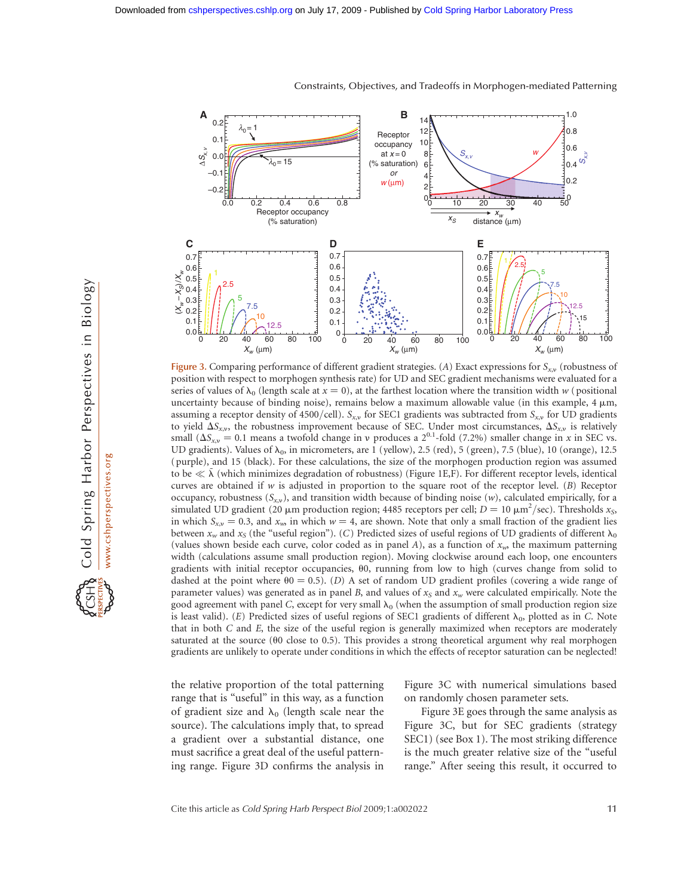Figure 3. Comparing performance of different gradient strategies. (*A*) Exact expressions for $S_{x,v}$ (robustness of position with respect to morphogen synthesis rate) for UD and SEC gradient mechanisms were evaluated for a series of values of $\lambda_0$ (length scale at $x = 0$), at the farthest location where the transition width $w$ (positional uncertainty because of binding noise), remains below a maximum allowable value (in this example, 4 µm, assuming a receptor density of 4500/cell). $S_{x,v}$ for SEC1 gradients was subtracted from $S_{x,v}$ for UD gradients to yield $\Delta S_{x,v}$, the robustness improvement because of SEC. Under most circumstances, $\Delta S_{x,v}$ is relatively small ($\Delta S_{x,v} = 0.1$ means a twofold change in $v$ produces a $2^{0.1}$-fold (7.2%) smaller change in $x$ in SEC vs. UD gradients). Values of $\lambda_0$, in micrometers, are 1 (yellow), 2.5 (red), 5 (green), 7.5 (blue), 10 (orange), 12.5 (purple), and 15 (black). For these calculations, the size of the morphogen production region was assumed to be $\ll \bar{\lambda}$ (which minimizes degradation of robustness) (Figure 1E,F). For different receptor levels, identical curves are obtained if $w$ is adjusted in proportion to the square root of the receptor level. (*B*) Receptor occupancy, robustness ($S_{x,v}$), and transition width because of binding noise ($w$), calculated empirically, for a simulated UD gradient (20 µm production region; 4485 receptors per cell; $D = 10$ µm$^2$/sec). Thresholds $x_S$, in which $S_{x,v} = 0.3$, and $x_w$, in which $w = 4$, are shown. Note that only a small fraction of the gradient lies between $x_w$ and $x_S$ (the "useful region"). (*C*) Predicted sizes of useful regions of UD gradients of different $\lambda_0$ (values shown beside each curve, color coded as in panel *A*), as a function of $x_w$, the maximum patterning width (calculations assume small production region). Moving clockwise around each loop, one encounters gradients with initial receptor occupancies, θ0, running from low to high (curves change from solid to dashed at the point where θ0 = 0.5). (*D*) A set of random UD gradient profiles (covering a wide range of parameter values) was generated as in panel *B*, and values of $x_S$ and $x_w$ were calculated empirically. Note the good agreement with panel *C*, except for very small $\lambda_0$ (when the assumption of small production region size is least valid). (*E*) Predicted sizes of useful regions of SEC1 gradients of different $\lambda_0$, plotted as in *C*. Note that in both *C* and *E*, the size of the useful region is generally maximized when receptors are moderately saturated at the source (θ0 close to 0.5). This provides a strong theoretical argument why real morphogen gradients are unlikely to operate under conditions in which the effects of receptor saturation can be neglected!

the relative proportion of the total patterning range that is "useful" in this way, as a function of gradient size and $\lambda_0$ (length scale near the source). The calculations imply that, to spread a gradient over a substantial distance, one must sacrifice a great deal of the useful patterning range. Figure 3D confirms the analysis in Figure 3C with numerical simulations based on randomly chosen parameter sets.

Figure 3E goes through the same analysis as Figure 3C, but for SEC gradients (strategy SEC1) (see Box 1). The most striking difference is the much greater relative size of the "useful range." After seeing this result, it occurred to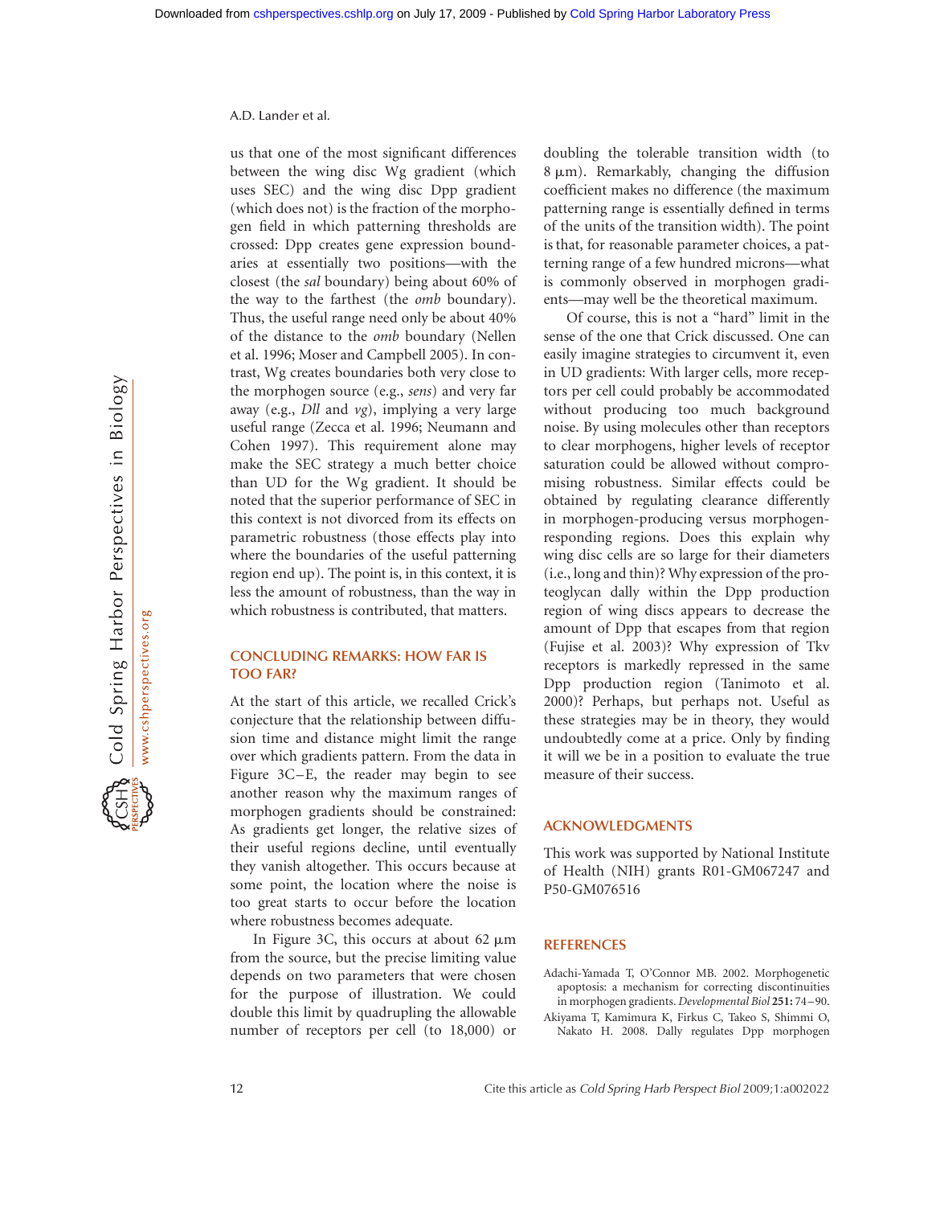us that one of the most significant differences between the wing disc Wg gradient (which uses SEC) and the wing disc Dpp gradient (which does not) is the fraction of the morphogen field in which patterning thresholds are crossed: Dpp creates gene expression boundaries at essentially two positions—with the closest (the *sal* boundary) being about 60% of the way to the farthest (the *omb* boundary). Thus, the useful range need only be about 40% of the distance to the *omb* boundary (Nellen et al. 1996; Moser and Campbell 2005). In contrast, Wg creates boundaries both very close to the morphogen source (e.g., *sens*) and very far away (e.g., *Dll* and *vg*), implying a very large useful range (Zecca et al. 1996; Neumann and Cohen 1997). This requirement alone may make the SEC strategy a much better choice than UD for the Wg gradient. It should be noted that the superior performance of SEC in this context is not divorced from its effects on parametric robustness (those effects play into where the boundaries of the useful patterning region end up). The point is, in this context, it is less the amount of robustness, than the way in which robustness is contributed, that matters.

## CONCLUDING REMARKS: HOW FAR IS TOO FAR?

At the start of this article, we recalled Crick's conjecture that the relationship between diffusion time and distance might limit the range over which gradients pattern. From the data in Figure 3C–E, the reader may begin to see another reason why the maximum ranges of morphogen gradients should be constrained: As gradients get longer, the relative sizes of their useful regions decline, until eventually they vanish altogether. This occurs because at some point, the location where the noise is too great starts to occur before the location where robustness becomes adequate.

In Figure 3C, this occurs at about 62 μm from the source, but the precise limiting value depends on two parameters that were chosen for the purpose of illustration. We could double this limit by quadrupling the allowable number of receptors per cell (to 18,000) or doubling the tolerable transition width (to 8 μm). Remarkably, changing the diffusion coefficient makes no difference (the maximum patterning range is essentially defined in terms of the units of the transition width). The point is that, for reasonable parameter choices, a patterning range of a few hundred microns—what is commonly observed in morphogen gradients—may well be the theoretical maximum.

Of course, this is not a "hard" limit in the sense of the one that Crick discussed. One can easily imagine strategies to circumvent it, even in UD gradients: With larger cells, more receptors per cell could probably be accommodated without producing too much background noise. By using molecules other than receptors to clear morphogens, higher levels of receptor saturation could be allowed without compromising robustness. Similar effects could be obtained by regulating clearance differently in morphogen-producing versus morphogen-responding regions. Does this explain why wing disc cells are so large for their diameters (i.e., long and thin)? Why expression of the proteoglycan dally within the Dpp production region of wing discs appears to decrease the amount of Dpp that escapes from that region (Fujise et al. 2003)? Why expression of Tkv receptors is markedly repressed in the same Dpp production region (Tanimoto et al. 2000)? Perhaps, but perhaps not. Useful as these strategies may be in theory, they would undoubtedly come at a price. Only by finding it will we be in a position to evaluate the true measure of their success.

## ACKNOWLEDGMENTS

This work was supported by National Institute of Health (NIH) grants R01-GM067247 and P50-GM076516

## REFERENCES

Adachi-Yamada T, O'Connor MB. 2002. Morphogenetic apoptosis: a mechanism for correcting discontinuities in morphogen gradients. *Developmental Biol* **251:** 74–90.

Akiyama T, Kamimura K, Firkus C, Takeo S, Shimmi O, Nakato H. 2008. Dally regulates Dpp morphogen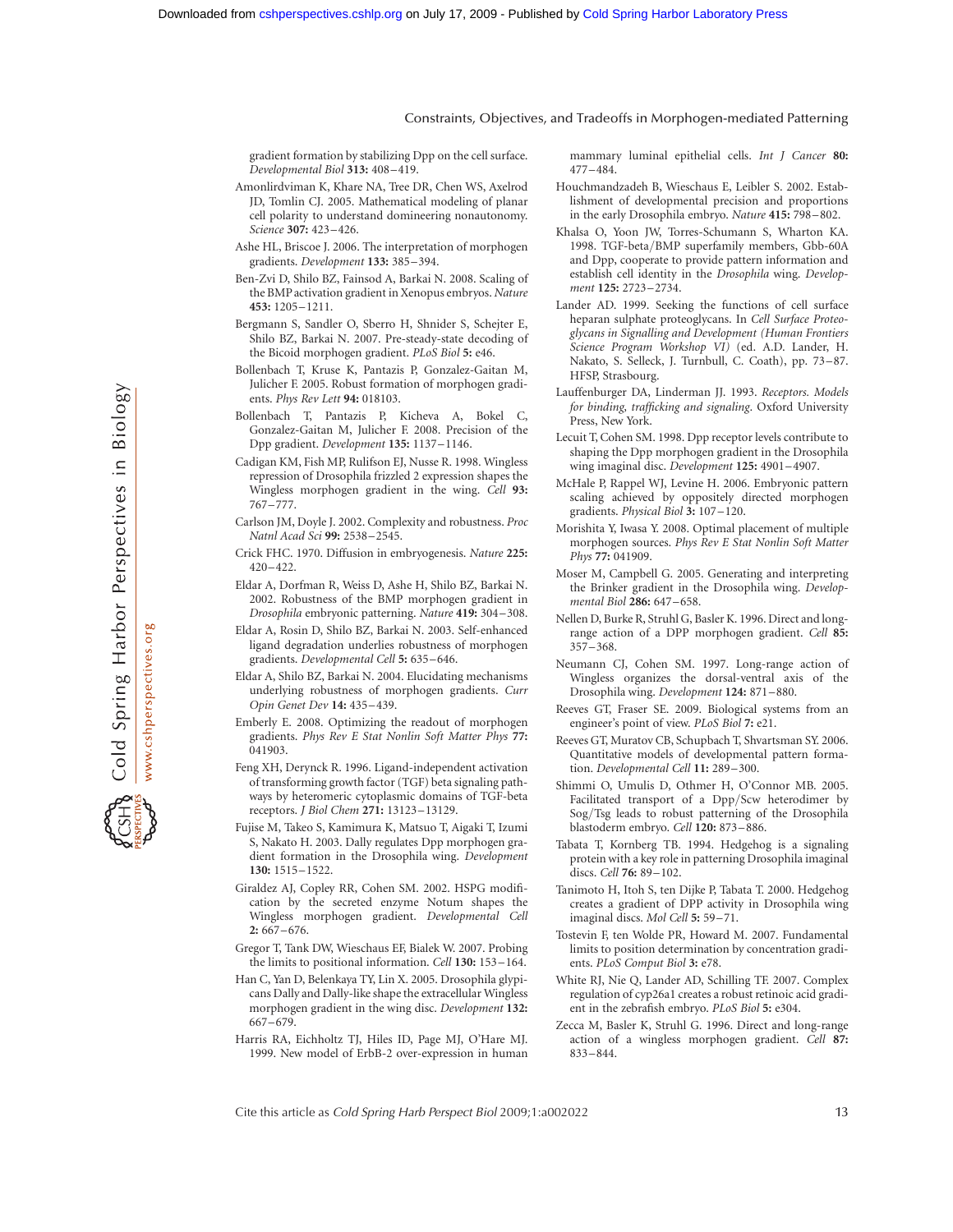gradient formation by stabilizing Dpp on the cell surface. *Developmental Biol* **313:** 408–419.

Amonlirdviman K, Khare NA, Tree DR, Chen WS, Axelrod JD, Tomlin CJ. 2005. Mathematical modeling of planar cell polarity to understand domineering nonautonomy. *Science* **307:** 423–426.

Ashe HL, Briscoe J. 2006. The interpretation of morphogen gradients. *Development* **133:** 385–394.

Ben-Zvi D, Shilo BZ, Fainsod A, Barkai N. 2008. Scaling of the BMP activation gradient in Xenopus embryos. *Nature* **453:** 1205–1211.

Bergmann S, Sandler O, Sberro H, Shnider S, Schejter E, Shilo BZ, Barkai N. 2007. Pre-steady-state decoding of the Bicoid morphogen gradient. *PLoS Biol* **5:** e46.

Bollenbach T, Kruse K, Pantazis P, Gonzalez-Gaitan M, Julicher F. 2005. Robust formation of morphogen gradients. *Phys Rev Lett* **94:** 018103.

Bollenbach T, Pantazis P, Kicheva A, Bokel C, Gonzalez-Gaitan M, Julicher F. 2008. Precision of the Dpp gradient. *Development* **135:** 1137–1146.

Cadigan KM, Fish MP, Rulifson EJ, Nusse R. 1998. Wingless repression of Drosophila frizzled 2 expression shapes the Wingless morphogen gradient in the wing. *Cell* **93:** 767–777.

Carlson JM, Doyle J. 2002. Complexity and robustness. *Proc Natnl Acad Sci* **99:** 2538–2545.

Crick FHC. 1970. Diffusion in embryogenesis. *Nature* **225:** 420–422.

Eldar A, Dorfman R, Weiss D, Ashe H, Shilo BZ, Barkai N. 2002. Robustness of the BMP morphogen gradient in *Drosophila* embryonic patterning. *Nature* **419:** 304–308.

Eldar A, Rosin D, Shilo BZ, Barkai N. 2003. Self-enhanced ligand degradation underlies robustness of morphogen gradients. *Developmental Cell* **5:** 635–646.

Eldar A, Shilo BZ, Barkai N. 2004. Elucidating mechanisms underlying robustness of morphogen gradients. *Curr Opin Genet Dev* **14:** 435–439.

Emberly E. 2008. Optimizing the readout of morphogen gradients. *Phys Rev E Stat Nonlin Soft Matter Phys* **77:** 041903.

Feng XH, Derynck R. 1996. Ligand-independent activation of transforming growth factor (TGF) beta signaling pathways by heteromeric cytoplasmic domains of TGF-beta receptors. *J Biol Chem* **271:** 13123–13129.

Fujise M, Takeo S, Kamimura K, Matsuo T, Aigaki T, Izumi S, Nakato H. 2003. Dally regulates Dpp morphogen gradient formation in the Drosophila wing. *Development* **130:** 1515–1522.

Giraldez AJ, Copley RR, Cohen SM. 2002. HSPG modification by the secreted enzyme Notum shapes the Wingless morphogen gradient. *Developmental Cell* **2:** 667–676.

Gregor T, Tank DW, Wieschaus EF, Bialek W. 2007. Probing the limits to positional information. *Cell* **130:** 153–164.

Han C, Yan D, Belenkaya TY, Lin X. 2005. Drosophila glypicans Dally and Dally-like shape the extracellular Wingless morphogen gradient in the wing disc. *Development* **132:** 667–679.

Harris RA, Eichholtz TJ, Hiles ID, Page MJ, O'Hare MJ. 1999. New model of ErbB-2 over-expression in human mammary luminal epithelial cells. *Int J Cancer* **80:** 477–484.

Houchmandzadeh B, Wieschaus E, Leibler S. 2002. Establishment of developmental precision and proportions in the early Drosophila embryo. *Nature* **415:** 798–802.

Khalsa O, Yoon JW, Torres-Schumann S, Wharton KA. 1998. TGF-beta/BMP superfamily members, Gbb-60A and Dpp, cooperate to provide pattern information and establish cell identity in the *Drosophila* wing. *Development* **125:** 2723–2734.

Lander AD. 1999. Seeking the functions of cell surface heparan sulphate proteoglycans. In *Cell Surface Proteoglycans in Signalling and Development (Human Frontiers Science Program Workshop VI)* (ed. A.D. Lander, H. Nakato, S. Selleck, J. Turnbull, C. Coath), pp. 73–87. HFSP, Strasbourg.

Lauffenburger DA, Linderman JJ. 1993. *Receptors. Models for binding, trafficking and signaling*. Oxford University Press, New York.

Lecuit T, Cohen SM. 1998. Dpp receptor levels contribute to shaping the Dpp morphogen gradient in the Drosophila wing imaginal disc. *Development* **125:** 4901–4907.

McHale P, Rappel WJ, Levine H. 2006. Embryonic pattern scaling achieved by oppositely directed morphogen gradients. *Physical Biol* **3:** 107–120.

Morishita Y, Iwasa Y. 2008. Optimal placement of multiple morphogen sources. *Phys Rev E Stat Nonlin Soft Matter Phys* **77:** 041909.

Moser M, Campbell G. 2005. Generating and interpreting the Brinker gradient in the Drosophila wing. *Developmental Biol* **286:** 647–658.

Nellen D, Burke R, Struhl G, Basler K. 1996. Direct and long-range action of a DPP morphogen gradient. *Cell* **85:** 357–368.

Neumann CJ, Cohen SM. 1997. Long-range action of Wingless organizes the dorsal-ventral axis of the Drosophila wing. *Development* **124:** 871–880.

Reeves GT, Fraser SE. 2009. Biological systems from an engineer's point of view. *PLoS Biol* **7:** e21.

Reeves GT, Muratov CB, Schupbach T, Shvartsman SY. 2006. Quantitative models of developmental pattern formation. *Developmental Cell* **11:** 289–300.

Shimmi O, Umulis D, Othmer H, O'Connor MB. 2005. Facilitated transport of a Dpp/Scw heterodimer by Sog/Tsg leads to robust patterning of the Drosophila blastoderm embryo. *Cell* **120:** 873–886.

Tabata T, Kornberg TB. 1994. Hedgehog is a signaling protein with a key role in patterning Drosophila imaginal discs. *Cell* **76:** 89–102.

Tanimoto H, Itoh S, ten Dijke P, Tabata T. 2000. Hedgehog creates a gradient of DPP activity in Drosophila wing imaginal discs. *Mol Cell* **5:** 59–71.

Tostevin F, ten Wolde PR, Howard M. 2007. Fundamental limits to position determination by concentration gradients. *PLoS Comput Biol* **3:** e78.

White RJ, Nie Q, Lander AD, Schilling TF. 2007. Complex regulation of cyp26a1 creates a robust retinoic acid gradient in the zebrafish embryo. *PLoS Biol* **5:** e304.

Zecca M, Basler K, Struhl G. 1996. Direct and long-range action of a wingless morphogen gradient. *Cell* **87:** 833–844.